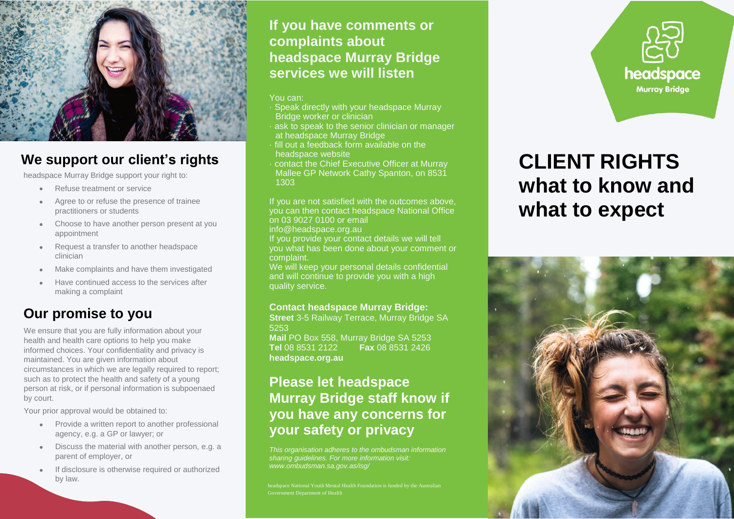## We support our client's rights

headspace Murray Bridge support your right to:

- Refuse treatment or service
- Agree to or refuse the presence of trainee practitioners or students
- Choose to have another person present at you appointment
- Request a transfer to another headspace clinician
- Make complaints and have them investigated
- Have continued access to the services after making a complaint

## Our promise to you

We ensure that you are fully information about your health and health care options to help you make informed choices. Your confidentiality and privacy is maintained. You are given information about circumstances in which we are legally required to report; such as to protect the health and safety of a young person at risk, or if personal information is subpoenaed by court.

Your prior approval would be obtained to:

- Provide a written report to another professional agency, e.g. a GP or lawyer; or
- Discuss the material with another person, e.g. a parent of employer, or
- If disclosure is otherwise required or authorized by law.

## If you have comments or complaints about headspace Murray Bridge services we will listen

You can:

- Speak directly with your headspace Murray Bridge worker or clinician
- ask to speak to the senior clinician or manager at headspace Murray Bridge
- fill out a feedback form available on the headspace website
- contact the Chief Executive Officer at Murray Mallee GP Network Cathy Spanton, on 8531 1303

If you are not satisfied with the outcomes above, you can then contact headspace National Office on 03 9027 0100 or email info@headspace.org.au

If you provide your contact details we will tell you what has been done about your comment or complaint.

We will keep your personal details confidential and will continue to provide you with a high quality service.

**Contact headspace Murray Bridge:**

**Street** 3-5 Railway Terrace, Murray Bridge SA 5253

**Mail** PO Box 558, Murray Bridge SA 5253

**Tel** 08 8531 2122 **Fax** 08 8531 2426

**headspace.org.au**

## Please let headspace Murray Bridge staff know if you have any concerns for your safety or privacy

*This organisation adheres to the ombudsman information sharing guidelines. For more information visit: www.ombudsman.sa.gov.as/isg/*

headspace National Youth Mental Health Foundation is funded by the Australian Government Department of Health

headspace Murray Bridge

# CLIENT RIGHTS what to know and what to expect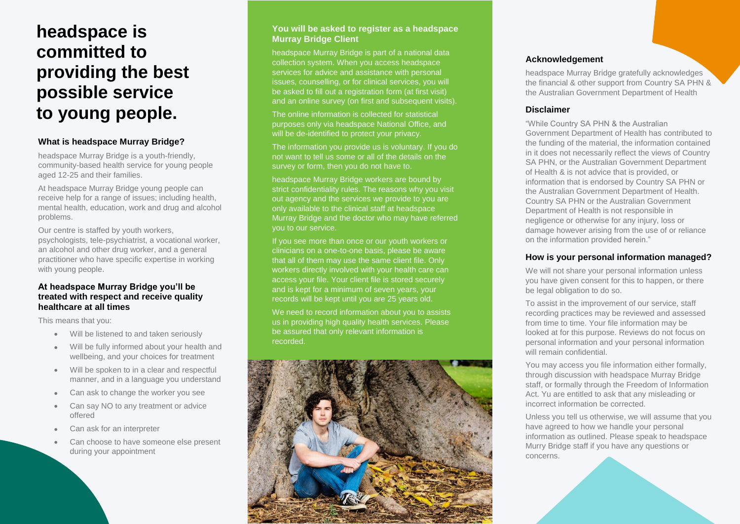# headspace is committed to providing the best possible service to young people.

### What is headspace Murray Bridge?

headspace Murray Bridge is a youth-friendly, community-based health service for young people aged 12-25 and their families.

At headspace Murray Bridge young people can receive help for a range of issues; including health, mental health, education, work and drug and alcohol problems.

Our centre is staffed by youth workers, psychologists, tele-psychiatrist, a vocational worker, an alcohol and other drug worker, and a general practitioner who have specific expertise in working with young people.

### At headspace Murray Bridge you'll be treated with respect and receive quality healthcare at all times

This means that you:

- Will be listened to and taken seriously
- Will be fully informed about your health and wellbeing, and your choices for treatment
- Will be spoken to in a clear and respectful manner, and in a language you understand
- Can ask to change the worker you see
- Can say NO to any treatment or advice offered
- Can ask for an interpreter
- Can choose to have someone else present during your appointment

### You will be asked to register as a headspace Murray Bridge Client

headspace Murray Bridge is part of a national data collection system. When you access headspace services for advice and assistance with personal issues, counselling, or for clinical services, you will be asked to fill out a registration form (at first visit) and an online survey (on first and subsequent visits).

The online information is collected for statistical purposes only via headspace National Office, and will be de-identified to protect your privacy.

The information you provide us is voluntary. If you do not want to tell us some or all of the details on the survey or form, then you do not have to.

headspace Murray Bridge workers are bound by strict confidentiality rules. The reasons why you visit out agency and the services we provide to you are only available to the clinical staff at headspace Murray Bridge and the doctor who may have referred you to our service.

If you see more than once or our youth workers or clinicians on a one-to-one basis, please be aware that all of them may use the same client file. Only workers directly involved with your health care can access your file. Your client file is stored securely and is kept for a minimum of seven years, your records will be kept until you are 25 years old.

We need to record information about you to assists us in providing high quality health services. Please be assured that only relevant information is recorded.

### Acknowledgement

headspace Murray Bridge gratefully acknowledges the financial & other support from Country SA PHN & the Australian Government Department of Health

### Disclaimer

"While Country SA PHN & the Australian Government Department of Health has contributed to the funding of the material, the information contained in it does not necessarily reflect the views of Country SA PHN, or the Australian Government Department of Health & is not advice that is provided, or information that is endorsed by Country SA PHN or the Australian Government Department of Health. Country SA PHN or the Australian Government Department of Health is not responsible in negligence or otherwise for any injury, loss or damage however arising from the use of or reliance on the information provided herein."

### How is your personal information managed?

We will not share your personal information unless you have given consent for this to happen, or there be legal obligation to do so.

To assist in the improvement of our service, staff recording practices may be reviewed and assessed from time to time. Your file information may be looked at for this purpose. Reviews do not focus on personal information and your personal information will remain confidential.

You may access you file information either formally, through discussion with headspace Murray Bridge staff, or formally through the Freedom of Information Act. Yu are entitled to ask that any misleading or incorrect information be corrected.

Unless you tell us otherwise, we will assume that you have agreed to how we handle your personal information as outlined. Please speak to headspace Murry Bridge staff if you have any questions or concerns.